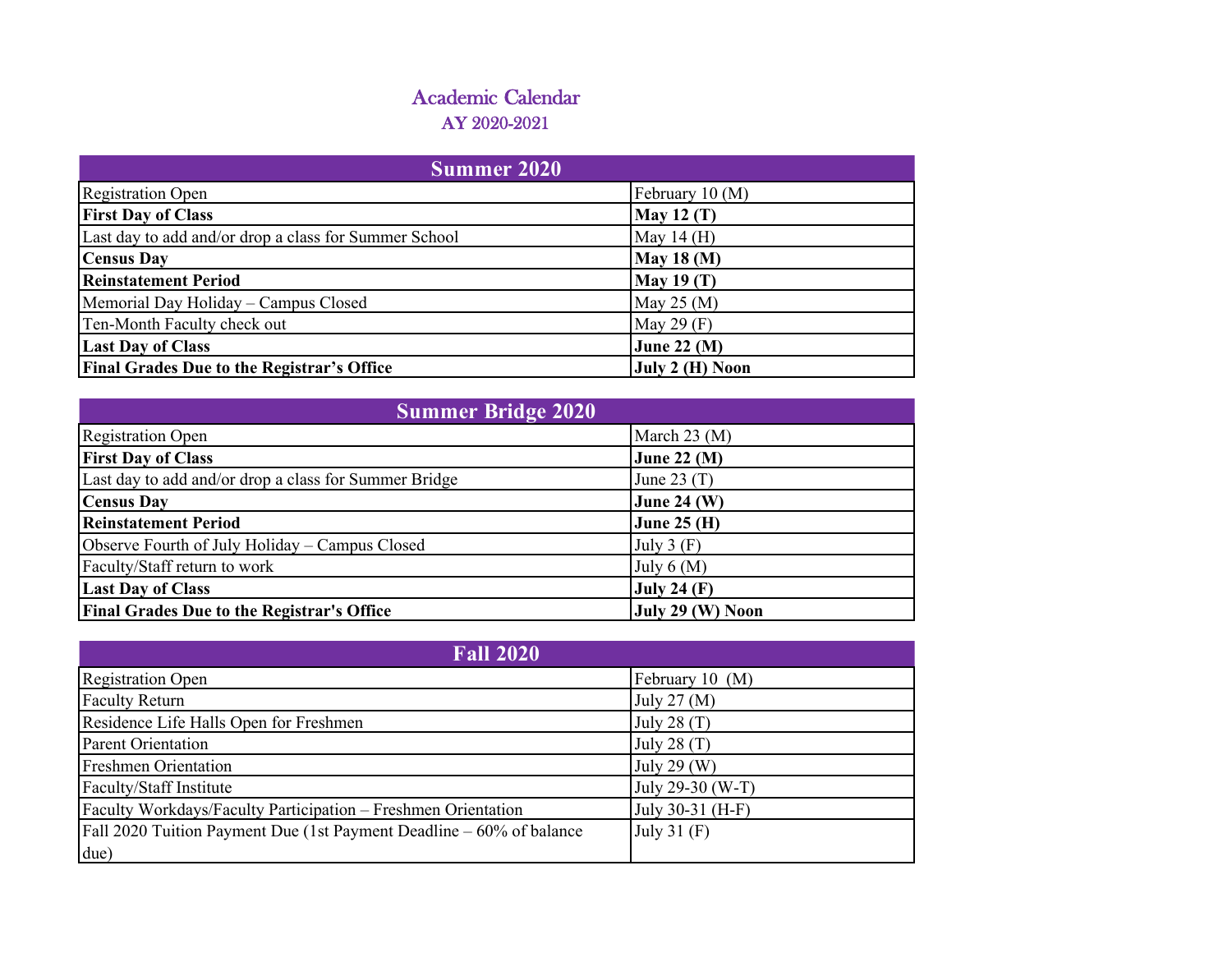# Academic Calendar

## AY 2020-2021

| Summer 2020 | |
|---|---|
| Registration Open | February 10 (M) |
| **First Day of Class** | **May 12 (T)** |
| Last day to add and/or drop a class for Summer School | May 14 (H) |
| **Census Day** | **May 18 (M)** |
| **Reinstatement Period** | **May 19 (T)** |
| Memorial Day Holiday – Campus Closed | May 25 (M) |
| Ten-Month Faculty check out | May 29 (F) |
| **Last Day of Class** | **June 22 (M)** |
| **Final Grades Due to the Registrar's Office** | **July 2 (H) Noon** |

| Summer Bridge 2020 | |
|---|---|
| Registration Open | March 23 (M) |
| **First Day of Class** | **June 22 (M)** |
| Last day to add and/or drop a class for Summer Bridge | June 23 (T) |
| **Census Day** | **June 24 (W)** |
| **Reinstatement Period** | **June 25 (H)** |
| Observe Fourth of July Holiday – Campus Closed | July 3 (F) |
| Faculty/Staff return to work | July 6 (M) |
| **Last Day of Class** | **July 24 (F)** |
| **Final Grades Due to the Registrar's Office** | **July 29 (W) Noon** |

| Fall 2020 | |
|---|---|
| Registration Open | February 10 (M) |
| Faculty Return | July 27 (M) |
| Residence Life Halls Open for Freshmen | July 28 (T) |
| Parent Orientation | July 28 (T) |
| Freshmen Orientation | July 29 (W) |
| Faculty/Staff Institute | July 29-30 (W-T) |
| Faculty Workdays/Faculty Participation – Freshmen Orientation | July 30-31 (H-F) |
| Fall 2020 Tuition Payment Due (1st Payment Deadline – 60% of balance due) | July 31 (F) |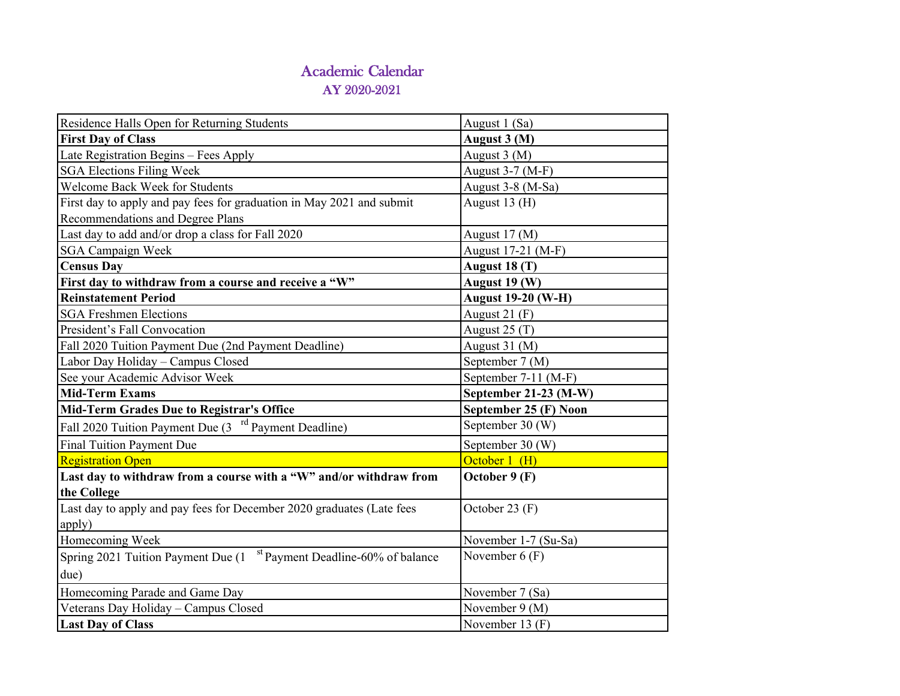# Academic Calendar

## AY 2020-2021

| | |
|---|---|
| Residence Halls Open for Returning Students | August 1 (Sa) |
| **First Day of Class** | **August 3 (M)** |
| Late Registration Begins – Fees Apply | August 3 (M) |
| SGA Elections Filing Week | August 3-7 (M-F) |
| Welcome Back Week for Students | August 3-8 (M-Sa) |
| First day to apply and pay fees for graduation in May 2021 and submit Recommendations and Degree Plans | August 13 (H) |
| Last day to add and/or drop a class for Fall 2020 | August 17 (M) |
| SGA Campaign Week | August 17-21 (M-F) |
| **Census Day** | **August 18 (T)** |
| **First day to withdraw from a course and receive a "W"** | **August 19 (W)** |
| **Reinstatement Period** | **August 19-20 (W-H)** |
| SGA Freshmen Elections | August 21 (F) |
| President's Fall Convocation | August 25 (T) |
| Fall 2020 Tuition Payment Due (2nd Payment Deadline) | August 31 (M) |
| Labor Day Holiday – Campus Closed | September 7 (M) |
| See your Academic Advisor Week | September 7-11 (M-F) |
| **Mid-Term Exams** | **September 21-23 (M-W)** |
| **Mid-Term Grades Due to Registrar's Office** | **September 25 (F) Noon** |
| Fall 2020 Tuition Payment Due (3rd Payment Deadline) | September 30 (W) |
| Final Tuition Payment Due | September 30 (W) |
| Registration Open | October 1 (H) |
| **Last day to withdraw from a course with a "W" and/or withdraw from the College** | **October 9 (F)** |
| Last day to apply and pay fees for December 2020 graduates (Late fees apply) | October 23 (F) |
| Homecoming Week | November 1-7 (Su-Sa) |
| Spring 2021 Tuition Payment Due (1st Payment Deadline-60% of balance due) | November 6 (F) |
| Homecoming Parade and Game Day | November 7 (Sa) |
| Veterans Day Holiday – Campus Closed | November 9 (M) |
| **Last Day of Class** | November 13 (F) |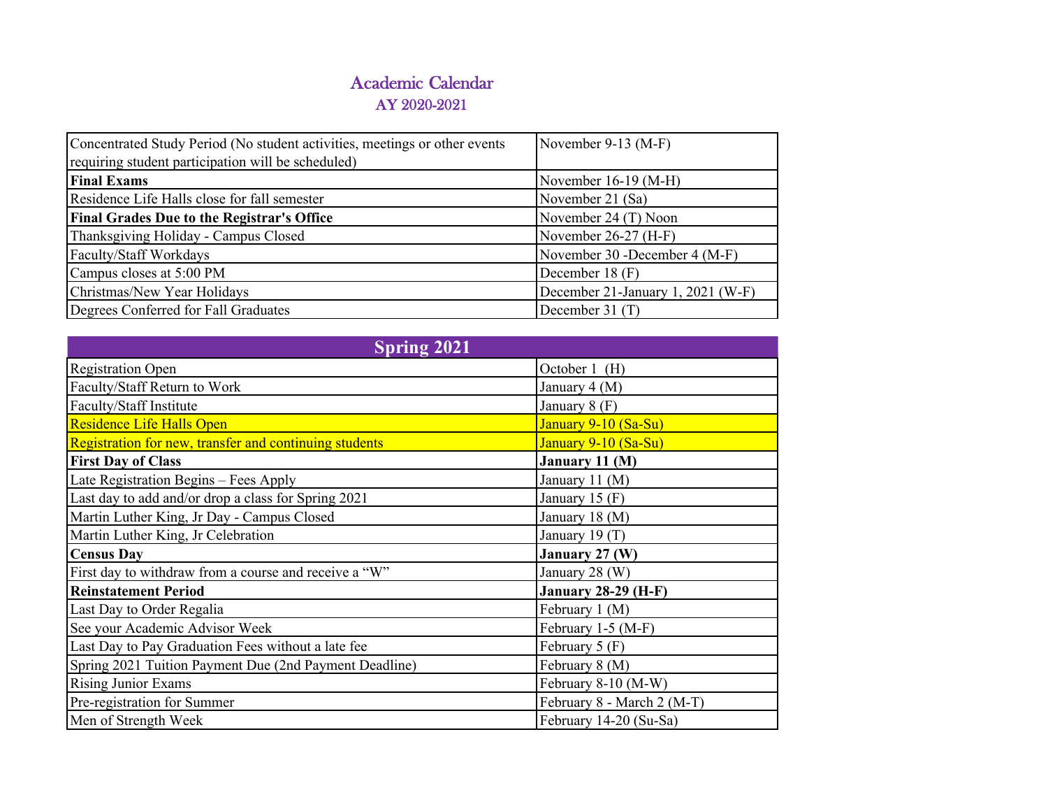# Academic Calendar

## AY 2020-2021

| | |
|---|---|
| Concentrated Study Period (No student activities, meetings or other events requiring student participation will be scheduled) | November 9-13 (M-F) |
| **Final Exams** | November 16-19 (M-H) |
| Residence Life Halls close for fall semester | November 21 (Sa) |
| **Final Grades Due to the Registrar's Office** | November 24 (T) Noon |
| Thanksgiving Holiday - Campus Closed | November 26-27 (H-F) |
| Faculty/Staff Workdays | November 30 -December 4 (M-F) |
| Campus closes at 5:00 PM | December 18 (F) |
| Christmas/New Year Holidays | December 21-January 1, 2021 (W-F) |
| Degrees Conferred for Fall Graduates | December 31 (T) |

| **Spring 2021** | |
|---|---|
| Registration Open | October 1 (H) |
| Faculty/Staff Return to Work | January 4 (M) |
| Faculty/Staff Institute | January 8 (F) |
| Residence Life Halls Open | January 9-10 (Sa-Su) |
| Registration for new, transfer and continuing students | January 9-10 (Sa-Su) |
| **First Day of Class** | **January 11 (M)** |
| Late Registration Begins – Fees Apply | January 11 (M) |
| Last day to add and/or drop a class for Spring 2021 | January 15 (F) |
| Martin Luther King, Jr Day - Campus Closed | January 18 (M) |
| Martin Luther King, Jr Celebration | January 19 (T) |
| **Census Day** | **January 27 (W)** |
| First day to withdraw from a course and receive a "W" | January 28 (W) |
| **Reinstatement Period** | **January 28-29 (H-F)** |
| Last Day to Order Regalia | February 1 (M) |
| See your Academic Advisor Week | February 1-5 (M-F) |
| Last Day to Pay Graduation Fees without a late fee | February 5 (F) |
| Spring 2021 Tuition Payment Due (2nd Payment Deadline) | February 8 (M) |
| Rising Junior Exams | February 8-10 (M-W) |
| Pre-registration for Summer | February 8 - March 2 (M-T) |
| Men of Strength Week | February 14-20 (Su-Sa) |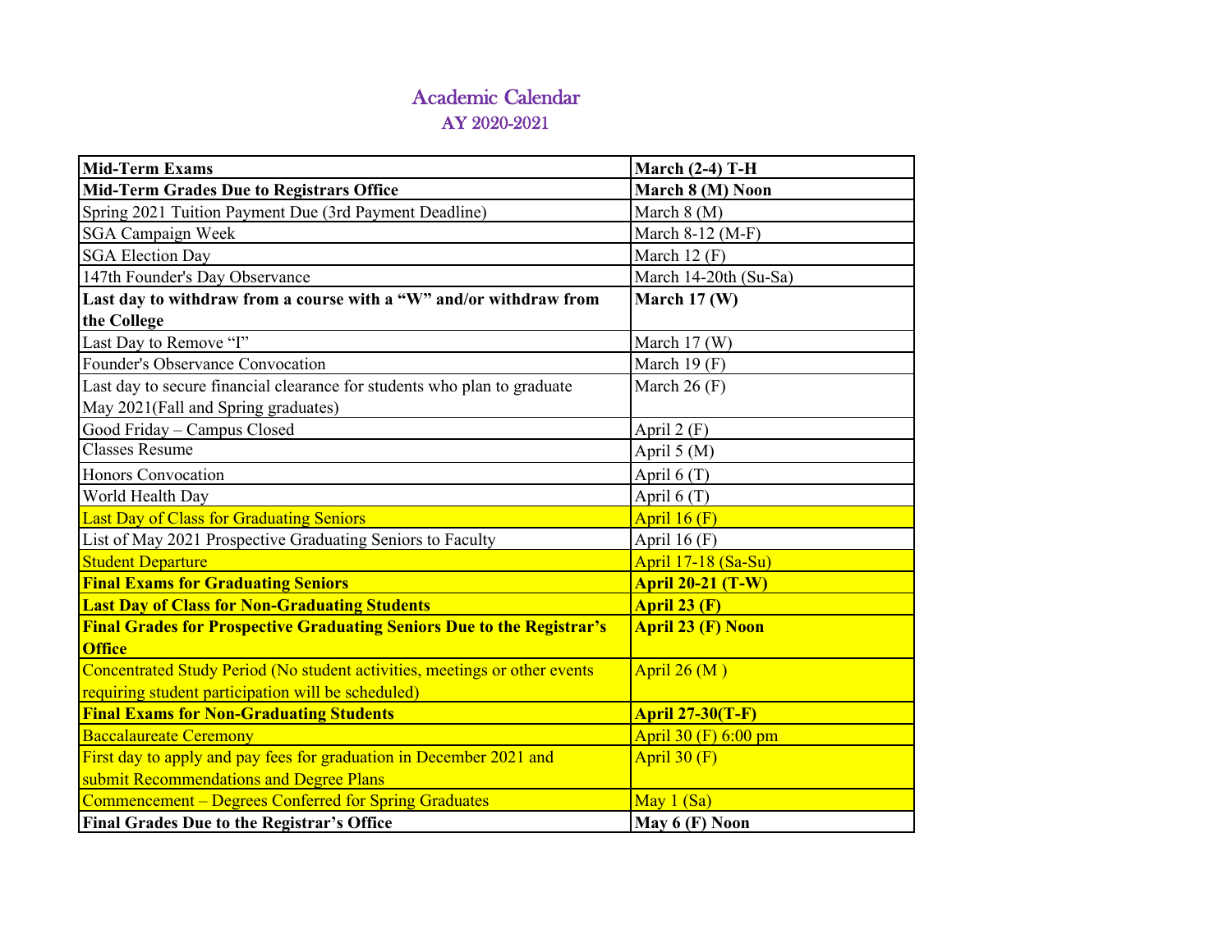# Academic Calendar

## AY 2020-2021

| **Mid-Term Exams** | **March (2-4) T-H** |
|---|---|
| **Mid-Term Grades Due to Registrars Office** | **March 8 (M) Noon** |
| Spring 2021 Tuition Payment Due (3rd Payment Deadline) | March 8 (M) |
| SGA Campaign Week | March 8-12 (M-F) |
| SGA Election Day | March 12 (F) |
| 147th Founder's Day Observance | March 14-20th (Su-Sa) |
| **Last day to withdraw from a course with a "W" and/or withdraw from the College** | **March 17 (W)** |
| Last Day to Remove "I" | March 17 (W) |
| Founder's Observance Convocation | March 19 (F) |
| Last day to secure financial clearance for students who plan to graduate May 2021(Fall and Spring graduates) | March 26 (F) |
| Good Friday – Campus Closed | April 2 (F) |
| Classes Resume | April 5 (M) |
| Honors Convocation | April 6 (T) |
| World Health Day | April 6 (T) |
| Last Day of Class for Graduating Seniors | April 16 (F) |
| List of May 2021 Prospective Graduating Seniors to Faculty | April 16 (F) |
| Student Departure | April 17-18 (Sa-Su) |
| **Final Exams for Graduating Seniors** | **April 20-21 (T-W)** |
| **Last Day of Class for Non-Graduating Students** | **April 23 (F)** |
| **Final Grades for Prospective Graduating Seniors Due to the Registrar's Office** | **April 23 (F) Noon** |
| Concentrated Study Period (No student activities, meetings or other events requiring student participation will be scheduled) | April 26 (M ) |
| **Final Exams for Non-Graduating Students** | **April 27-30(T-F)** |
| Baccalaureate Ceremony | April 30 (F) 6:00 pm |
| First day to apply and pay fees for graduation in December 2021 and submit Recommendations and Degree Plans | April 30 (F) |
| Commencement – Degrees Conferred for Spring Graduates | May 1 (Sa) |
| **Final Grades Due to the Registrar's Office** | **May 6 (F) Noon** |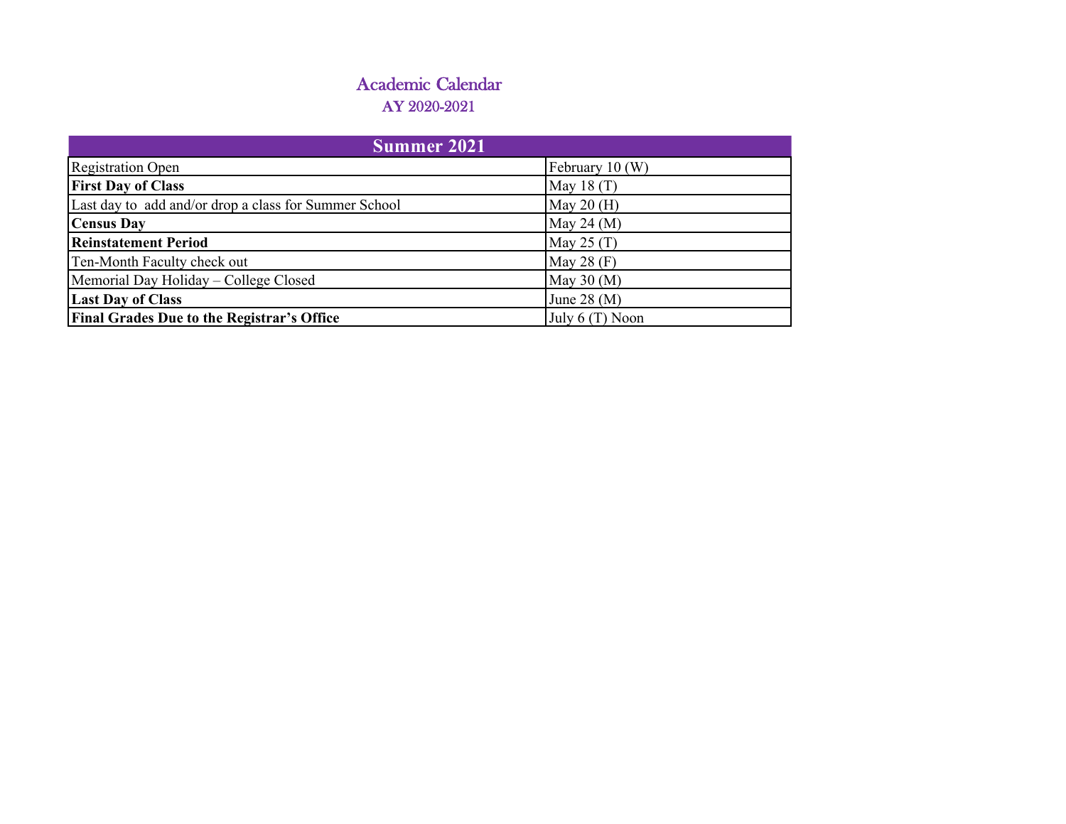# Academic Calendar

## AY 2020-2021

| Summer 2021 | |
|---|---|
| Registration Open | February 10 (W) |
| **First Day of Class** | May 18 (T) |
| Last day to  add and/or drop a class for Summer School | May 20 (H) |
| **Census Day** | May 24 (M) |
| **Reinstatement Period** | May 25 (T) |
| Ten-Month Faculty check out | May 28 (F) |
| Memorial Day Holiday – College Closed | May 30 (M) |
| **Last Day of Class** | June 28 (M) |
| **Final Grades Due to the Registrar's Office** | July 6 (T) Noon |